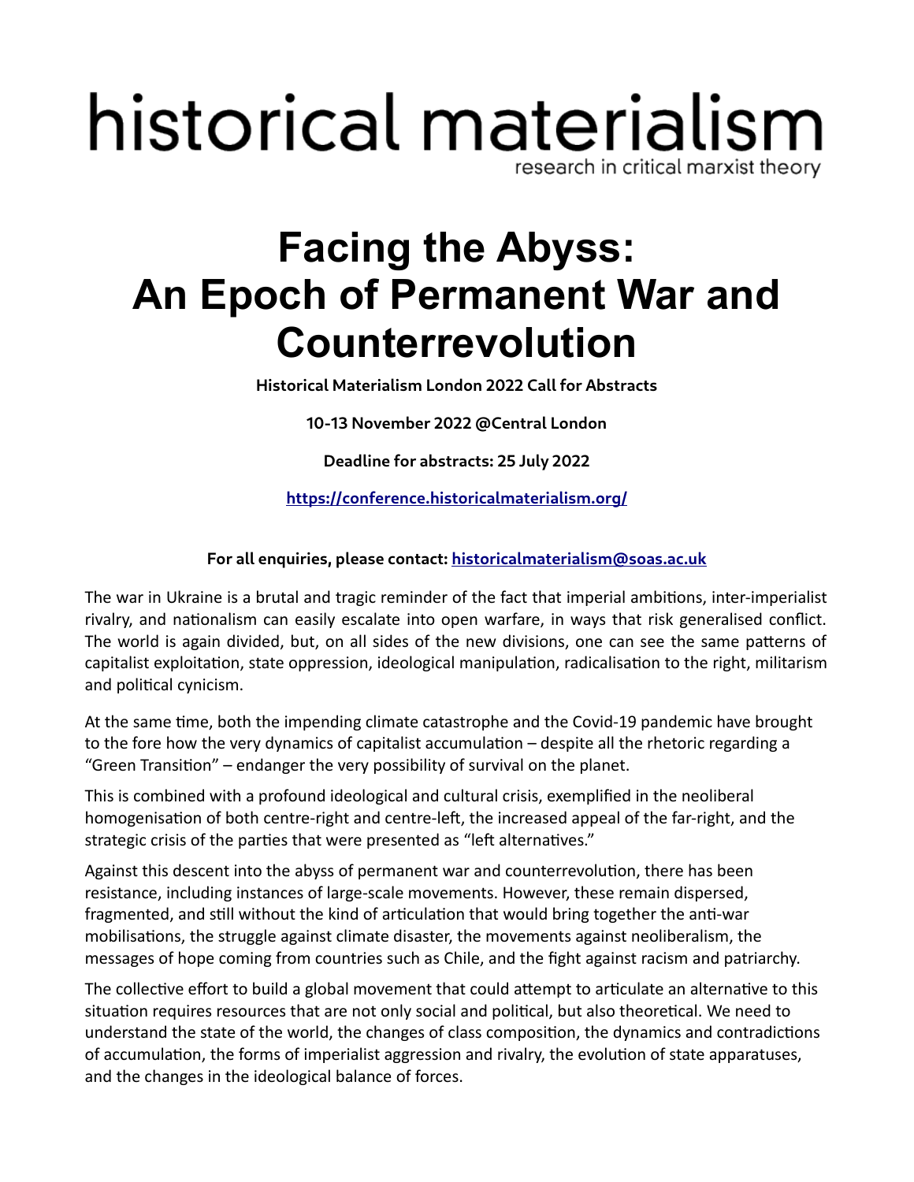historical materialism

research in critical marxist theory

# Facing the Abyss: An Epoch of Permanent War and Counterrevolution

**Historical Materialism London 2022 Call for Abstracts**

**10-13 November 2022 @Central London**

**Deadline for abstracts: 25 July 2022**

**https://conference.historicalmaterialism.org/**

**For all enquiries, please contact: historicalmaterialism@soas.ac.uk**

The war in Ukraine is a brutal and tragic reminder of the fact that imperial ambitions, inter-imperialist rivalry, and nationalism can easily escalate into open warfare, in ways that risk generalised conflict. The world is again divided, but, on all sides of the new divisions, one can see the same patterns of capitalist exploitation, state oppression, ideological manipulation, radicalisation to the right, militarism and political cynicism.

At the same time, both the impending climate catastrophe and the Covid-19 pandemic have brought to the fore how the very dynamics of capitalist accumulation – despite all the rhetoric regarding a "Green Transition" – endanger the very possibility of survival on the planet.

This is combined with a profound ideological and cultural crisis, exemplified in the neoliberal homogenisation of both centre-right and centre-left, the increased appeal of the far-right, and the strategic crisis of the parties that were presented as "left alternatives."

Against this descent into the abyss of permanent war and counterrevolution, there has been resistance, including instances of large-scale movements. However, these remain dispersed, fragmented, and still without the kind of articulation that would bring together the anti-war mobilisations, the struggle against climate disaster, the movements against neoliberalism, the messages of hope coming from countries such as Chile, and the fight against racism and patriarchy.

The collective effort to build a global movement that could attempt to articulate an alternative to this situation requires resources that are not only social and political, but also theoretical. We need to understand the state of the world, the changes of class composition, the dynamics and contradictions of accumulation, the forms of imperialist aggression and rivalry, the evolution of state apparatuses, and the changes in the ideological balance of forces.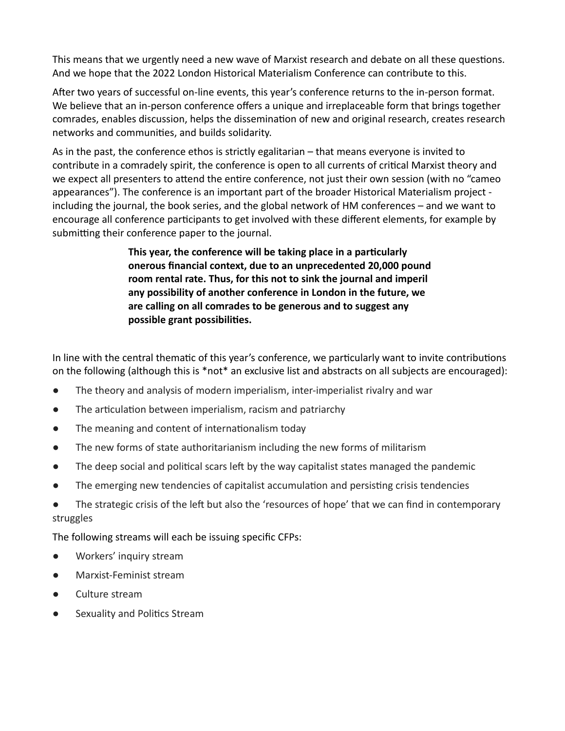This means that we urgently need a new wave of Marxist research and debate on all these questions. And we hope that the 2022 London Historical Materialism Conference can contribute to this.

After two years of successful on-line events, this year's conference returns to the in-person format. We believe that an in-person conference offers a unique and irreplaceable form that brings together comrades, enables discussion, helps the dissemination of new and original research, creates research networks and communities, and builds solidarity.

As in the past, the conference ethos is strictly egalitarian – that means everyone is invited to contribute in a comradely spirit, the conference is open to all currents of critical Marxist theory and we expect all presenters to attend the entire conference, not just their own session (with no "cameo appearances"). The conference is an important part of the broader Historical Materialism project - including the journal, the book series, and the global network of HM conferences – and we want to encourage all conference participants to get involved with these different elements, for example by submitting their conference paper to the journal.

**This year, the conference will be taking place in a particularly onerous financial context, due to an unprecedented 20,000 pound room rental rate. Thus, for this not to sink the journal and imperil any possibility of another conference in London in the future, we are calling on all comrades to be generous and to suggest any possible grant possibilities.**

In line with the central thematic of this year's conference, we particularly want to invite contributions on the following (although this is *not* an exclusive list and abstracts on all subjects are encouraged):

- The theory and analysis of modern imperialism, inter-imperialist rivalry and war
- The articulation between imperialism, racism and patriarchy
- The meaning and content of internationalism today
- The new forms of state authoritarianism including the new forms of militarism
- The deep social and political scars left by the way capitalist states managed the pandemic
- The emerging new tendencies of capitalist accumulation and persisting crisis tendencies
- The strategic crisis of the left but also the 'resources of hope' that we can find in contemporary struggles

The following streams will each be issuing specific CFPs:

- Workers' inquiry stream
- Marxist-Feminist stream
- Culture stream
- Sexuality and Politics Stream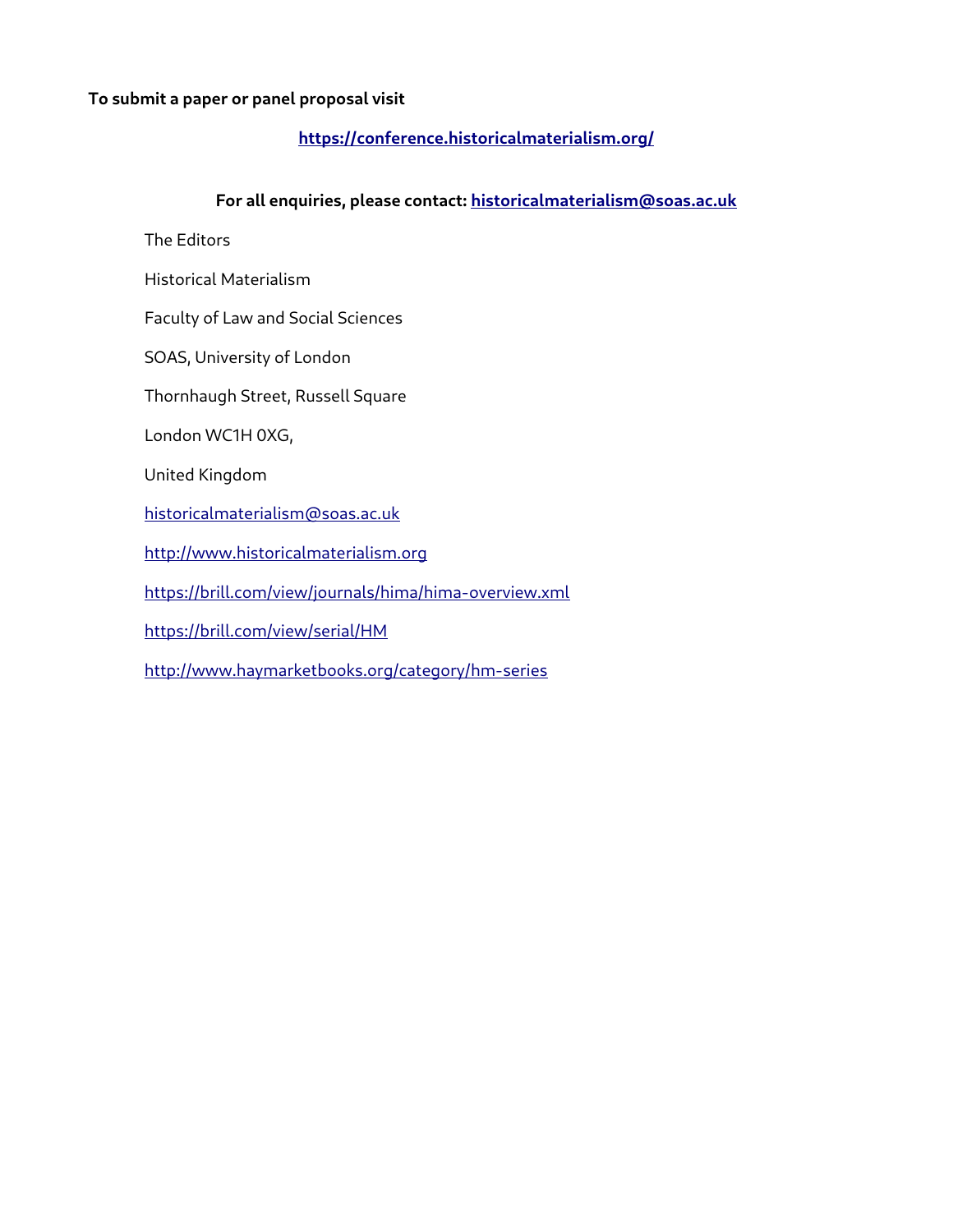**To submit a paper or panel proposal visit**

**https://conference.historicalmaterialism.org/**

**For all enquiries, please contact: historicalmaterialism@soas.ac.uk**

The Editors

Historical Materialism

Faculty of Law and Social Sciences

SOAS, University of London

Thornhaugh Street, Russell Square

London WC1H 0XG,

United Kingdom

historicalmaterialism@soas.ac.uk

http://www.historicalmaterialism.org

https://brill.com/view/journals/hima/hima-overview.xml

https://brill.com/view/serial/HM

http://www.haymarketbooks.org/category/hm-series